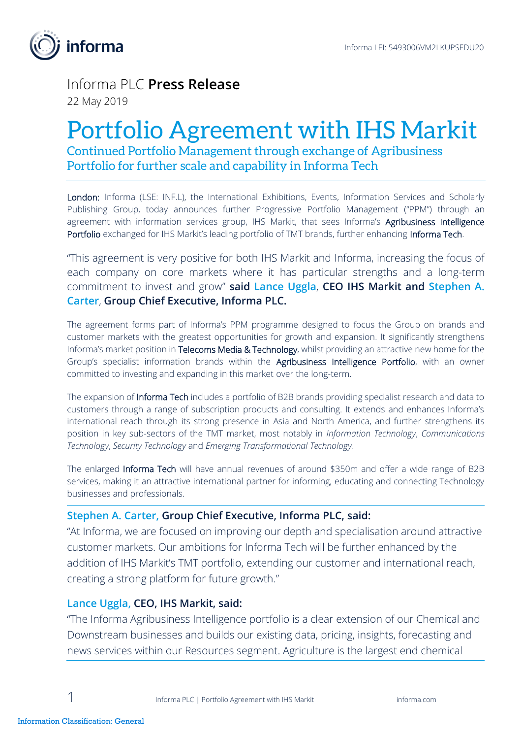Informa LEI: 5493006VM2LKUPSEDU20

Informa PLC **Press Release**

22 May 2019

# Portfolio Agreement with IHS Markit

## Continued Portfolio Management through exchange of Agribusiness Portfolio for further scale and capability in Informa Tech

London: Informa (LSE: INF.L), the International Exhibitions, Events, Information Services and Scholarly Publishing Group, today announces further Progressive Portfolio Management ("PPM") through an agreement with information services group, IHS Markit, that sees Informa's Agribusiness Intelligence Portfolio exchanged for IHS Markit's leading portfolio of TMT brands, further enhancing Informa Tech.

"This agreement is very positive for both IHS Markit and Informa, increasing the focus of each company on core markets where it has particular strengths and a long-term commitment to invest and grow" **said Lance Uggla, CEO IHS Markit and Stephen A. Carter, Group Chief Executive, Informa PLC.**

The agreement forms part of Informa's PPM programme designed to focus the Group on brands and customer markets with the greatest opportunities for growth and expansion. It significantly strengthens Informa's market position in Telecoms Media & Technology, whilst providing an attractive new home for the Group's specialist information brands within the Agribusiness Intelligence Portfolio, with an owner committed to investing and expanding in this market over the long-term.

The expansion of Informa Tech includes a portfolio of B2B brands providing specialist research and data to customers through a range of subscription products and consulting. It extends and enhances Informa's international reach through its strong presence in Asia and North America, and further strengthens its position in key sub-sectors of the TMT market, most notably in *Information Technology*, *Communications Technology*, *Security Technology* and *Emerging Transformational Technology*.

The enlarged Informa Tech will have annual revenues of around $350m and offer a wide range of B2B services, making it an attractive international partner for informing, educating and connecting Technology businesses and professionals.

**Stephen A. Carter, Group Chief Executive, Informa PLC, said:**

"At Informa, we are focused on improving our depth and specialisation around attractive customer markets. Our ambitions for Informa Tech will be further enhanced by the addition of IHS Markit's TMT portfolio, extending our customer and international reach, creating a strong platform for future growth."

**Lance Uggla, CEO, IHS Markit, said:**

"The Informa Agribusiness Intelligence portfolio is a clear extension of our Chemical and Downstream businesses and builds our existing data, pricing, insights, forecasting and news services within our Resources segment. Agriculture is the largest end chemical

Information Classification: General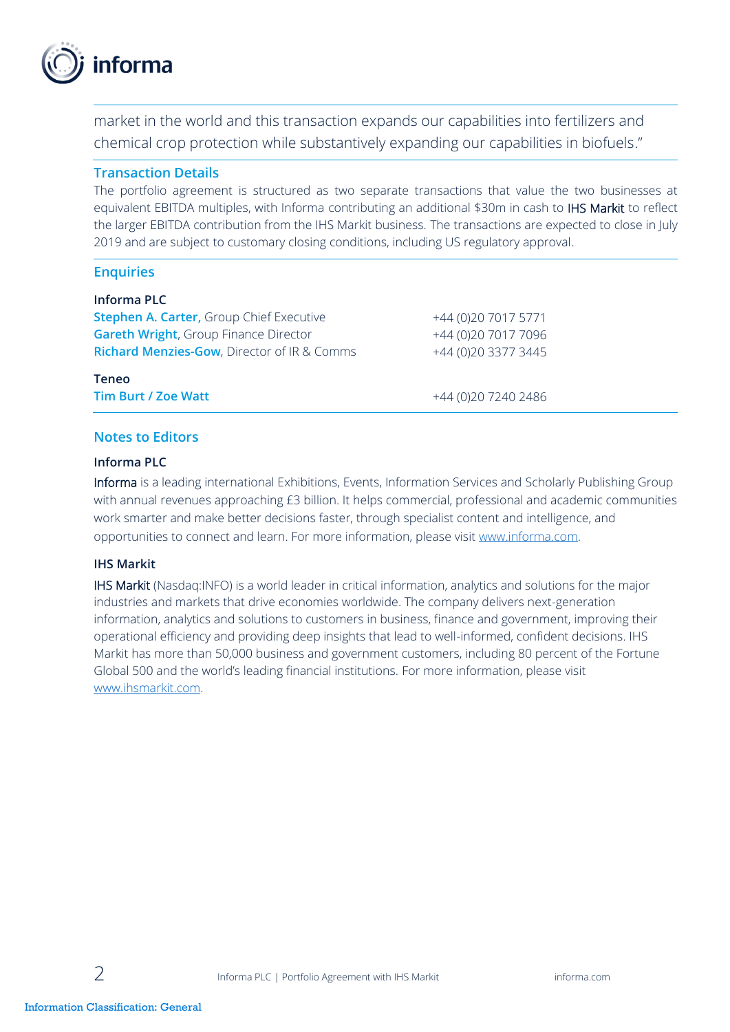market in the world and this transaction expands our capabilities into fertilizers and chemical crop protection while substantively expanding our capabilities in biofuels."

## Transaction Details

The portfolio agreement is structured as two separate transactions that value the two businesses at equivalent EBITDA multiples, with Informa contributing an additional $30m in cash to IHS Markit to reflect the larger EBITDA contribution from the IHS Markit business. The transactions are expected to close in July 2019 and are subject to customary closing conditions, including US regulatory approval.

## Enquiries

**Informa PLC**

| | |
|---|---|
| **Stephen A. Carter**, Group Chief Executive | +44 (0)20 7017 5771 |
| **Gareth Wright**, Group Finance Director | +44 (0)20 7017 7096 |
| **Richard Menzies-Gow**, Director of IR & Comms | +44 (0)20 3377 3445 |

**Teneo**

| | |
|---|---|
| **Tim Burt / Zoe Watt** | +44 (0)20 7240 2486 |

## Notes to Editors

### Informa PLC

Informa is a leading international Exhibitions, Events, Information Services and Scholarly Publishing Group with annual revenues approaching £3 billion. It helps commercial, professional and academic communities work smarter and make better decisions faster, through specialist content and intelligence, and opportunities to connect and learn. For more information, please visit www.informa.com.

### IHS Markit

IHS Markit (Nasdaq:INFO) is a world leader in critical information, analytics and solutions for the major industries and markets that drive economies worldwide. The company delivers next-generation information, analytics and solutions to customers in business, finance and government, improving their operational efficiency and providing deep insights that lead to well-informed, confident decisions. IHS Markit has more than 50,000 business and government customers, including 80 percent of the Fortune Global 500 and the world's leading financial institutions. For more information, please visit www.ihsmarkit.com.